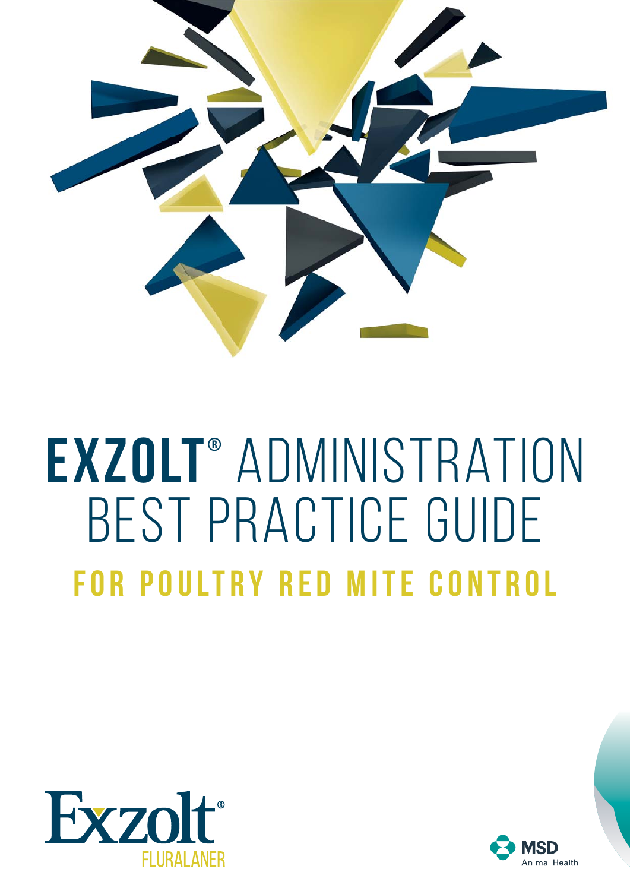# EXZOLT® ADMINISTRATION BEST PRACTICE GUIDE

## FOR POULTRY RED MITE CONTROL

Exzolt®
FLURALANER

MSD
Animal Health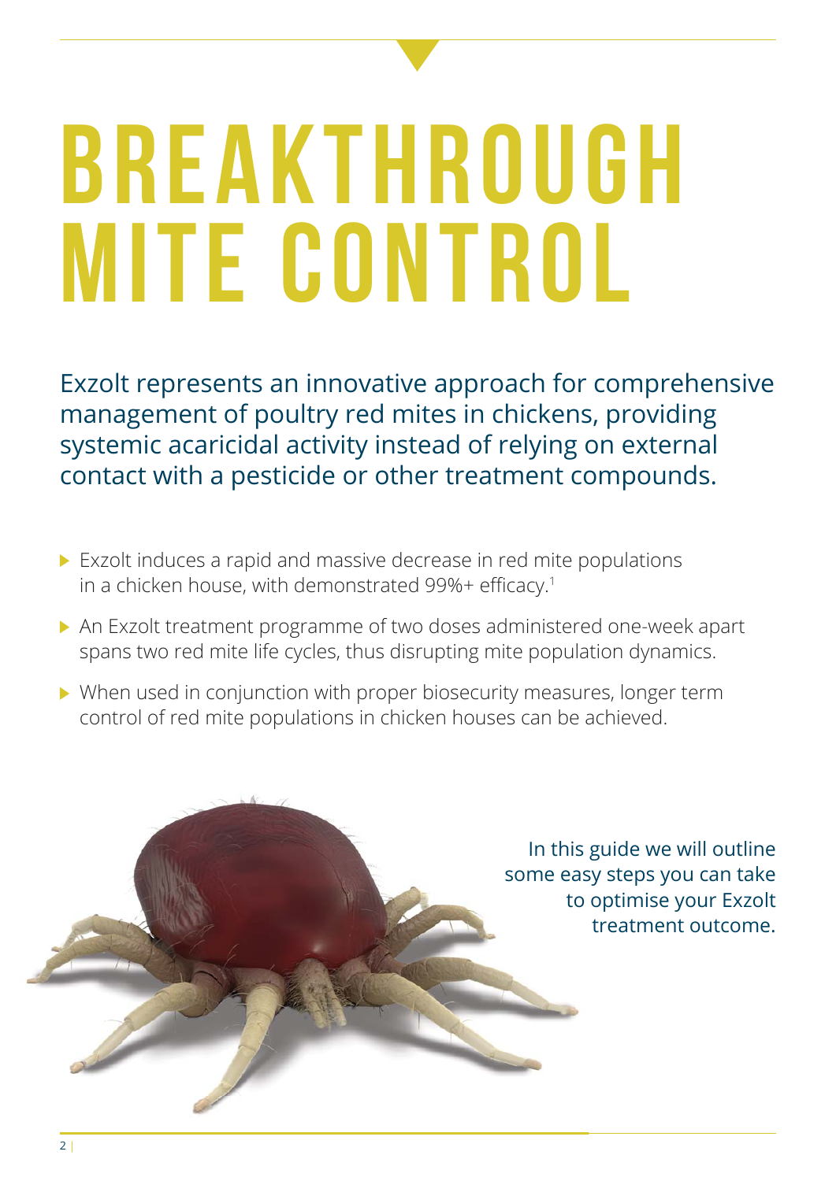# BREAKTHROUGH MITE CONTROL

Exzolt represents an innovative approach for comprehensive management of poultry red mites in chickens, providing systemic acaricidal activity instead of relying on external contact with a pesticide or other treatment compounds.

- Exzolt induces a rapid and massive decrease in red mite populations in a chicken house, with demonstrated 99%+ efficacy.[1]
- An Exzolt treatment programme of two doses administered one-week apart spans two red mite life cycles, thus disrupting mite population dynamics.
- When used in conjunction with proper biosecurity measures, longer term control of red mite populations in chicken houses can be achieved.

In this guide we will outline some easy steps you can take to optimise your Exzolt treatment outcome.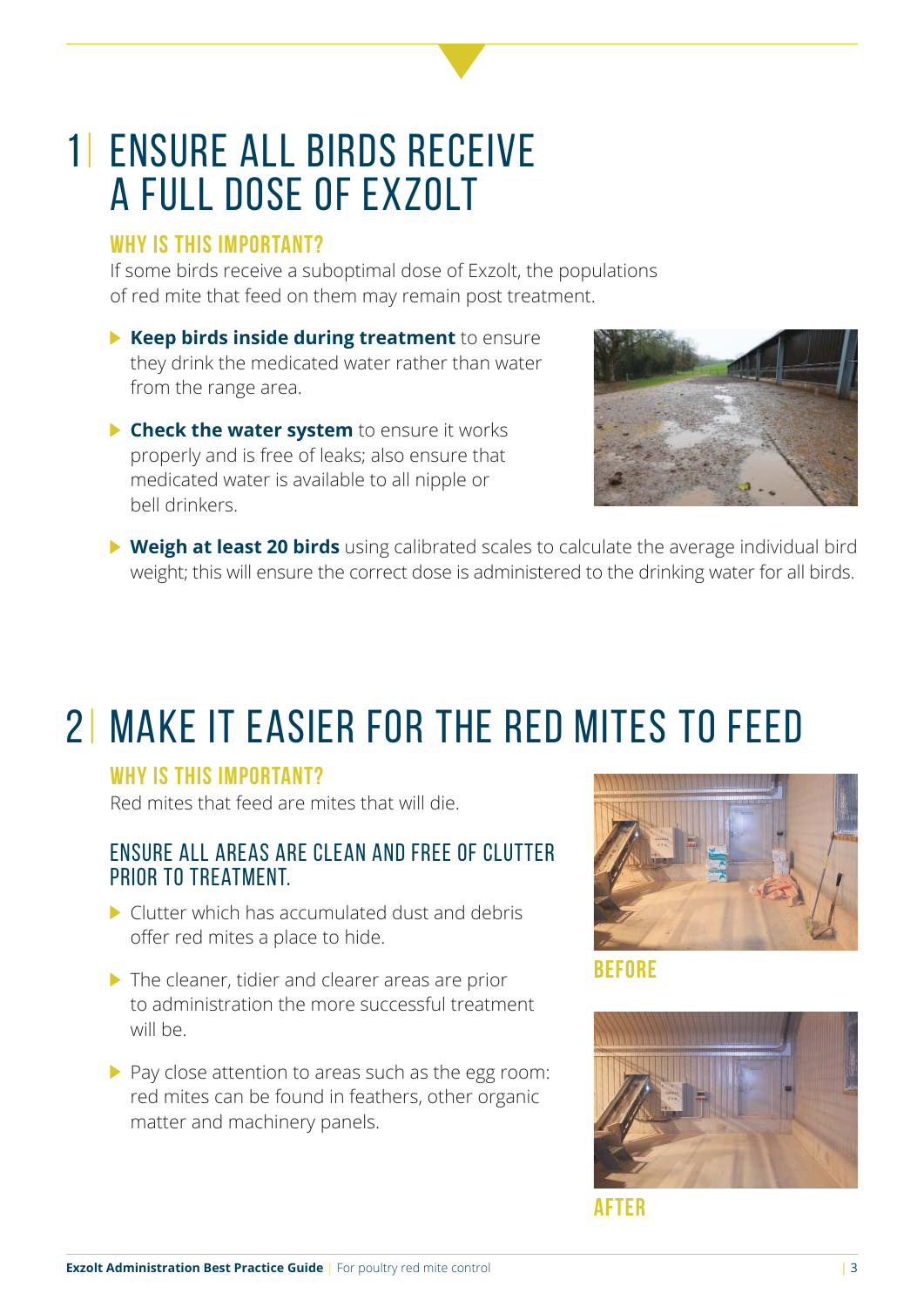# 1| ENSURE ALL BIRDS RECEIVE A FULL DOSE OF EXZOLT

### WHY IS THIS IMPORTANT?

If some birds receive a suboptimal dose of Exzolt, the populations of red mite that feed on them may remain post treatment.

- **Keep birds inside during treatment** to ensure they drink the medicated water rather than water from the range area.
- **Check the water system** to ensure it works properly and is free of leaks; also ensure that medicated water is available to all nipple or bell drinkers.
- **Weigh at least 20 birds** using calibrated scales to calculate the average individual bird weight; this will ensure the correct dose is administered to the drinking water for all birds.

# 2| MAKE IT EASIER FOR THE RED MITES TO FEED

### WHY IS THIS IMPORTANT?

Red mites that feed are mites that will die.

### ENSURE ALL AREAS ARE CLEAN AND FREE OF CLUTTER PRIOR TO TREATMENT.

- Clutter which has accumulated dust and debris offer red mites a place to hide.
- The cleaner, tidier and clearer areas are prior to administration the more successful treatment will be.
- Pay close attention to areas such as the egg room: red mites can be found in feathers, other organic matter and machinery panels.

BEFORE

AFTER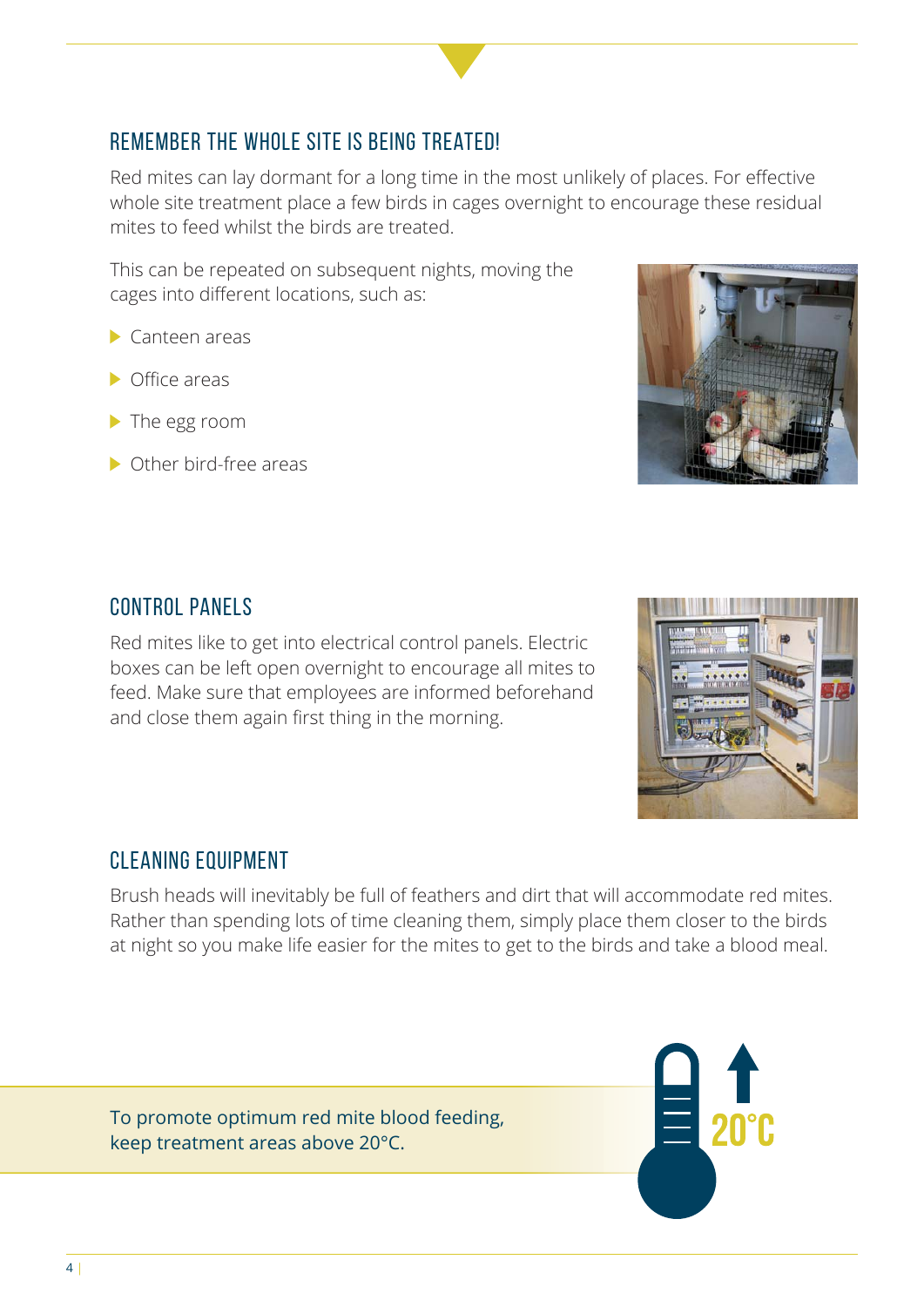## REMEMBER THE WHOLE SITE IS BEING TREATED!

Red mites can lay dormant for a long time in the most unlikely of places. For effective whole site treatment place a few birds in cages overnight to encourage these residual mites to feed whilst the birds are treated.

This can be repeated on subsequent nights, moving the cages into different locations, such as:

- Canteen areas
- Office areas
- The egg room
- Other bird-free areas

## CONTROL PANELS

Red mites like to get into electrical control panels. Electric boxes can be left open overnight to encourage all mites to feed. Make sure that employees are informed beforehand and close them again first thing in the morning.

## CLEANING EQUIPMENT

Brush heads will inevitably be full of feathers and dirt that will accommodate red mites. Rather than spending lots of time cleaning them, simply place them closer to the birds at night so you make life easier for the mites to get to the birds and take a blood meal.

To promote optimum red mite blood feeding, keep treatment areas above 20°C.

20°C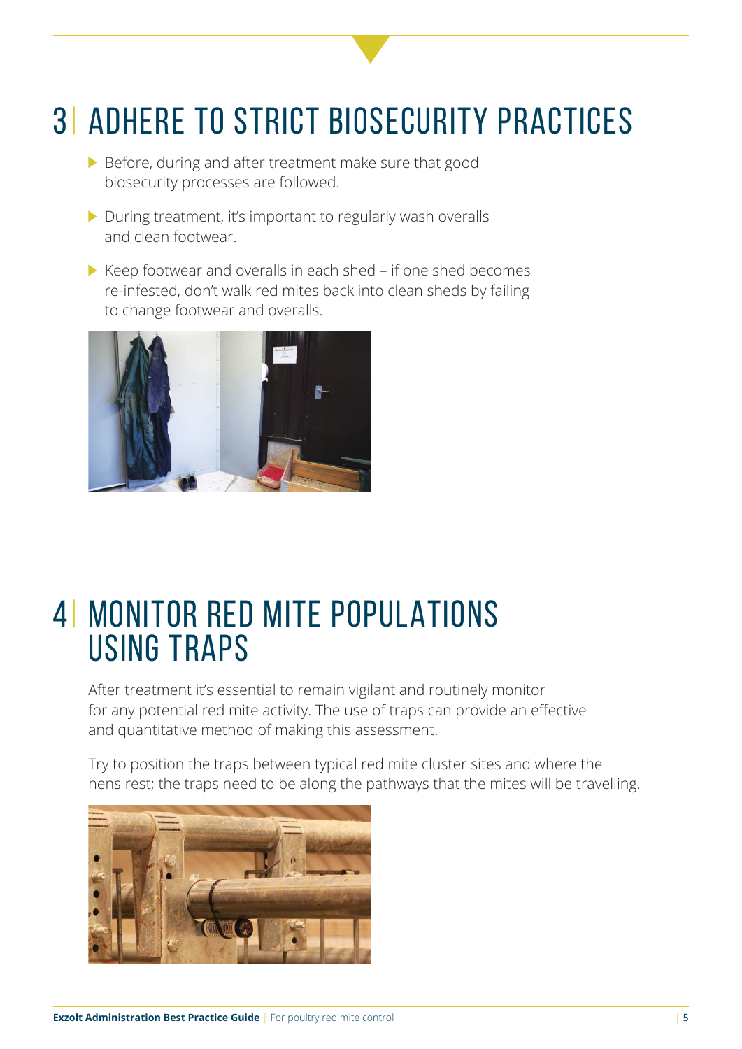## 3| ADHERE TO STRICT BIOSECURITY PRACTICES

- Before, during and after treatment make sure that good biosecurity processes are followed.
- During treatment, it's important to regularly wash overalls and clean footwear.
- Keep footwear and overalls in each shed – if one shed becomes re-infested, don't walk red mites back into clean sheds by failing to change footwear and overalls.

## 4| MONITOR RED MITE POPULATIONS USING TRAPS

After treatment it's essential to remain vigilant and routinely monitor for any potential red mite activity. The use of traps can provide an effective and quantitative method of making this assessment.

Try to position the traps between typical red mite cluster sites and where the hens rest; the traps need to be along the pathways that the mites will be travelling.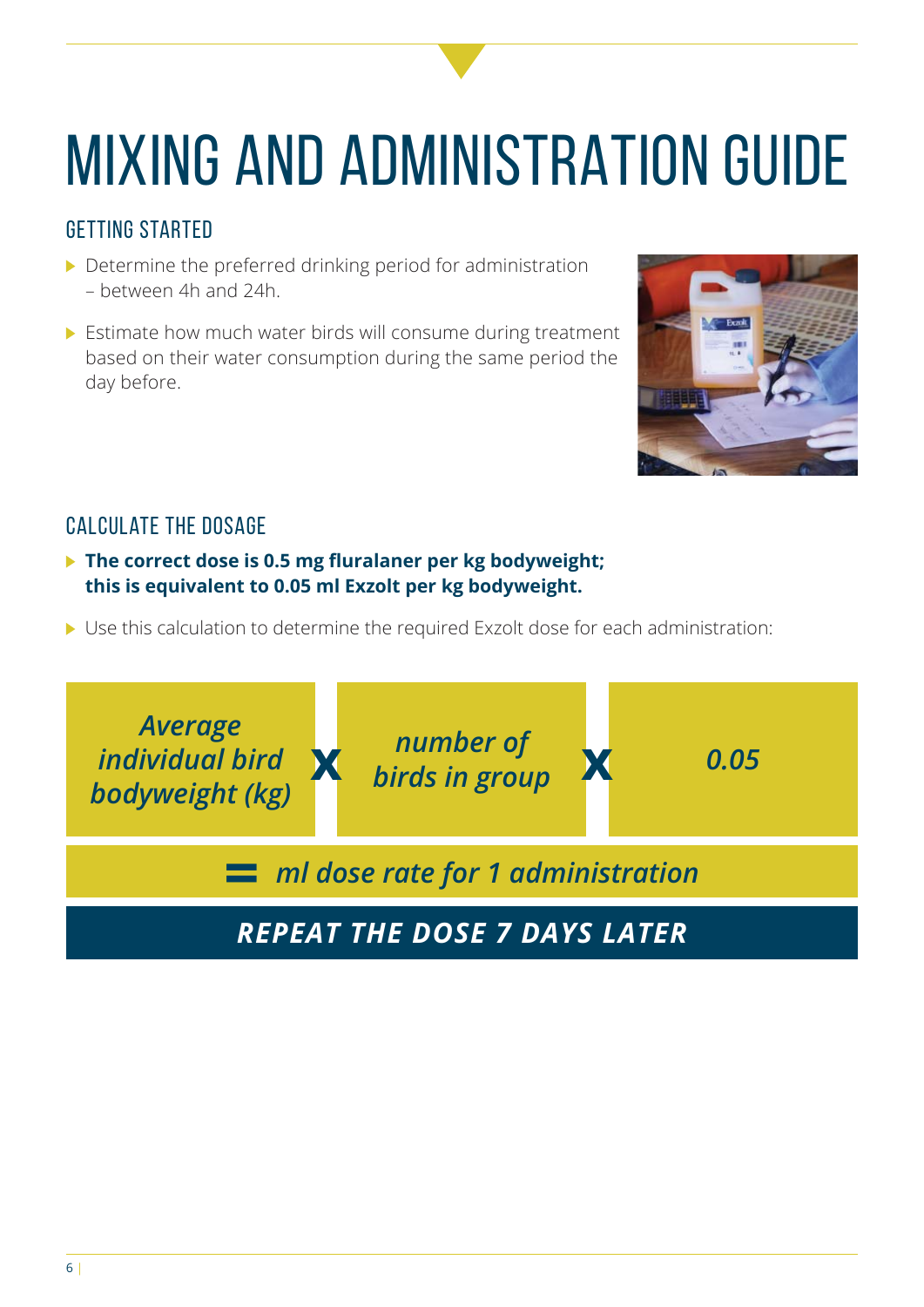# MIXING AND ADMINISTRATION GUIDE

## GETTING STARTED

- Determine the preferred drinking period for administration – between 4h and 24h.
- Estimate how much water birds will consume during treatment based on their water consumption during the same period the day before.

## CALCULATE THE DOSAGE

- **The correct dose is 0.5 mg fluralaner per kg bodyweight; this is equivalent to 0.05 ml Exzolt per kg bodyweight.**
- Use this calculation to determine the required Exzolt dose for each administration:

***Average individual bird bodyweight (kg)*** **x** ***number of birds in group*** **x** ***0.05***

**=** ***ml dose rate for 1 administration***

***REPEAT THE DOSE 7 DAYS LATER***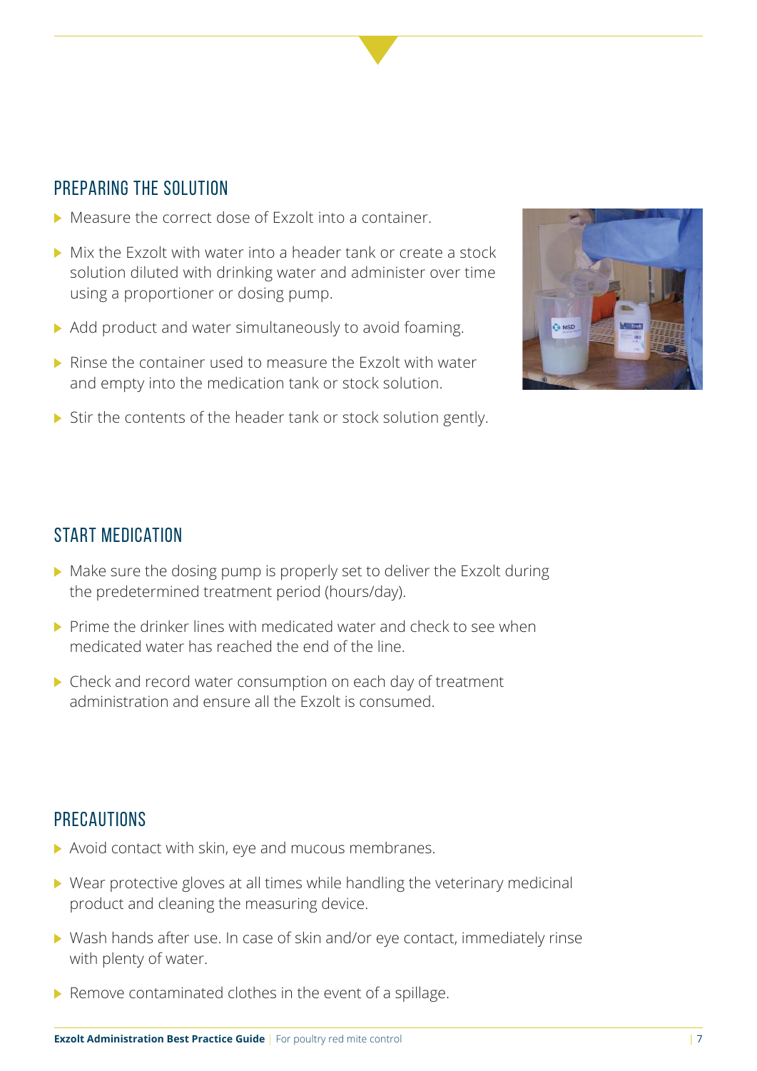## PREPARING THE SOLUTION

- Measure the correct dose of Exzolt into a container.
- Mix the Exzolt with water into a header tank or create a stock solution diluted with drinking water and administer over time using a proportioner or dosing pump.
- Add product and water simultaneously to avoid foaming.
- Rinse the container used to measure the Exzolt with water and empty into the medication tank or stock solution.
- Stir the contents of the header tank or stock solution gently.

## START MEDICATION

- Make sure the dosing pump is properly set to deliver the Exzolt during the predetermined treatment period (hours/day).
- Prime the drinker lines with medicated water and check to see when medicated water has reached the end of the line.
- Check and record water consumption on each day of treatment administration and ensure all the Exzolt is consumed.

## PRECAUTIONS

- Avoid contact with skin, eye and mucous membranes.
- Wear protective gloves at all times while handling the veterinary medicinal product and cleaning the measuring device.
- Wash hands after use. In case of skin and/or eye contact, immediately rinse with plenty of water.
- Remove contaminated clothes in the event of a spillage.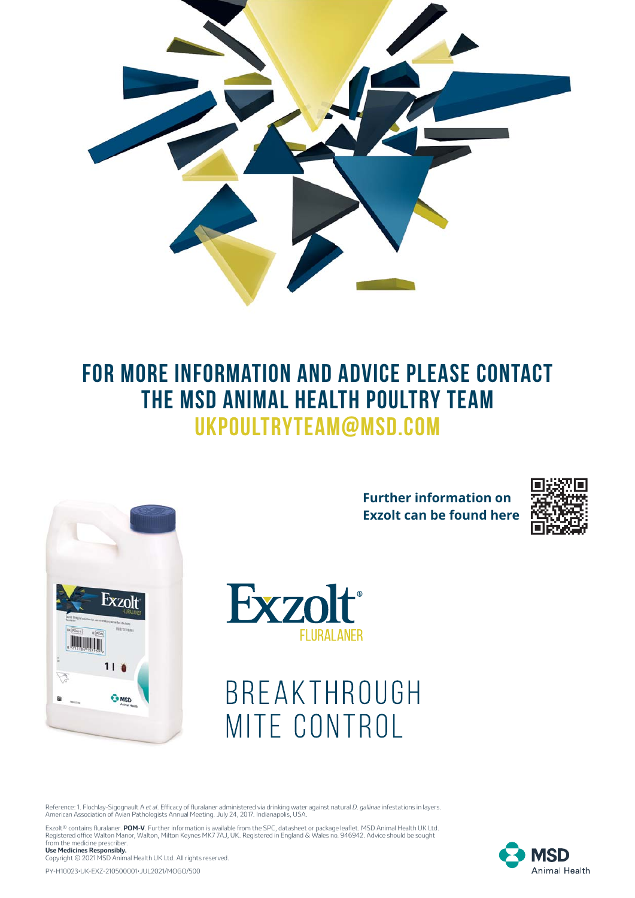## FOR MORE INFORMATION AND ADVICE PLEASE CONTACT THE MSD ANIMAL HEALTH POULTRY TEAM UKPOULTRYTEAM@MSD.COM

**Further information on Exzolt can be found here**

# Exzolt®
FLURALANER

# BREAKTHROUGH MITE CONTROL

Reference: 1. Flochlay-Sigognault A *et al*. Efficacy of fluralaner administered via drinking water against natural *D. gallinae* infestations in layers. American Association of Avian Pathologists Annual Meeting. July 24, 2017. Indianapolis, USA.

Exzolt® contains fluralaner. **POM-V**. Further information is available from the SPC, datasheet or package leaflet. MSD Animal Health UK Ltd. Registered office Walton Manor, Walton, Milton Keynes MK7 7AJ, UK. Registered in England & Wales no. 946942. Advice should be sought from the medicine prescriber.
**Use Medicines Responsibly.**
Copyright © 2021 MSD Animal Health UK Ltd. All rights reserved.

PY-H10023-UK-EXZ-210500001-JUL2021/MOGO/500

MSD Animal Health